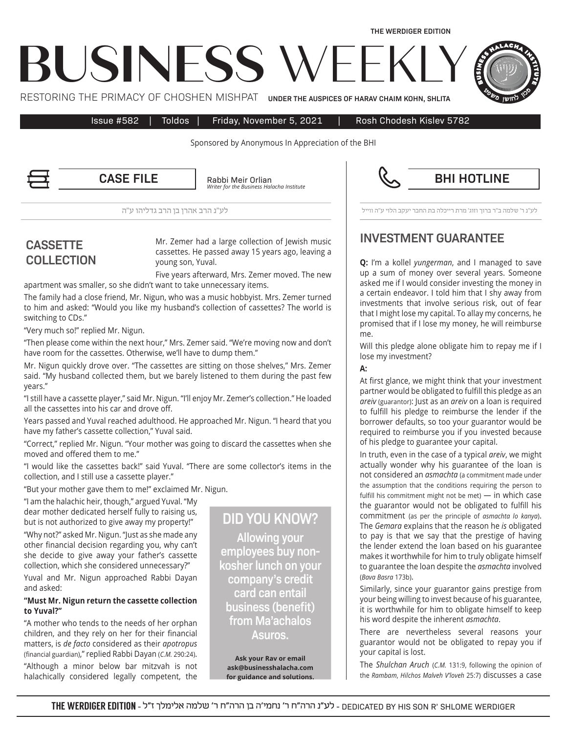THE WERDIGER EDITION

# BUSINESS WEEKLY

RESTORING THE PRIMACY OF CHOSHEN MISHPAT — UNDER THE AUSPICES OF HARAV CHAIM KOHN, SHLITA

Issue #582 | Toldos | Friday, November 5, 2021 | Rosh Chodesh Kislev 5782

Sponsored by Anonymous In Appreciation of the BHI

## CASE FILE

Rabbi Meir Orlian
*Writer for the Business Halacha Institute*

לע"נ הרב אהרן בן הרב גדליהו ע"ה

### CASSETTE COLLECTION

Mr. Zemer had a large collection of Jewish music cassettes. He passed away 15 years ago, leaving a young son, Yuval.

Five years afterward, Mrs. Zemer moved. The new apartment was smaller, so she didn't want to take unnecessary items.

The family had a close friend, Mr. Nigun, who was a music hobbyist. Mrs. Zemer turned to him and asked: "Would you like my husband's collection of cassettes? The world is switching to CDs."

"Very much so!" replied Mr. Nigun.

"Then please come within the next hour," Mrs. Zemer said. "We're moving now and don't have room for the cassettes. Otherwise, we'll have to dump them."

Mr. Nigun quickly drove over. "The cassettes are sitting on those shelves," Mrs. Zemer said. "My husband collected them, but we barely listened to them during the past few years."

"I still have a cassette player," said Mr. Nigun. "I'll enjoy Mr. Zemer's collection." He loaded all the cassettes into his car and drove off.

Years passed and Yuval reached adulthood. He approached Mr. Nigun. "I heard that you have my father's cassette collection," Yuval said.

"Correct," replied Mr. Nigun. "Your mother was going to discard the cassettes when she moved and offered them to me."

"I would like the cassettes back!" said Yuval. "There are some collector's items in the collection, and I still use a cassette player."

"But your mother gave them to me!" exclaimed Mr. Nigun.

"I am the halachic heir, though," argued Yuval. "My dear mother dedicated herself fully to raising us, but is not authorized to give away my property!"

"Why not?" asked Mr. Nigun. "Just as she made any other financial decision regarding you, why can't she decide to give away your father's cassette collection, which she considered unnecessary?"

Yuval and Mr. Nigun approached Rabbi Dayan and asked:

**"Must Mr. Nigun return the cassette collection to Yuval?"**

"A mother who tends to the needs of her orphan children, and they rely on her for their financial matters, is *de facto* considered as their *apotropus* (financial guardian)," replied Rabbi Dayan (*C.M.* 290:24).

"Although a minor below bar mitzvah is not halachically considered legally competent, the

> **DID YOU KNOW?**
>
> Allowing your employees buy non-kosher lunch on your company's credit card can entail business (benefit) from Ma'achalos Asuros.
>
> **Ask your Rav or email ask@businesshalacha.com for guidance and solutions.**

## BHI HOTLINE

לע"נ ר' שלמה ב"ר ברוך וזוג' מרת רייכלה בת החבר יעקב הלוי ע"ה וויל

### INVESTMENT GUARANTEE

**Q:** I'm a kollel *yungerman*, and I managed to save up a sum of money over several years. Someone asked me if I would consider investing the money in a certain endeavor. I told him that I shy away from investments that involve serious risk, out of fear that I might lose my capital. To allay my concerns, he promised that if I lose my money, he will reimburse me.

Will this pledge alone obligate him to repay me if I lose my investment?

**A:**

At first glance, we might think that your investment partner would be obligated to fulfill this pledge as an *areiv* (guarantor): Just as an *areiv* on a loan is required to fulfill his pledge to reimburse the lender if the borrower defaults, so too your guarantor would be required to reimburse you if you invested because of his pledge to guarantee your capital.

In truth, even in the case of a typical *areiv*, we might actually wonder why his guarantee of the loan is not considered an *asmachta* (a commitment made under the assumption that the conditions requiring the person to fulfill his commitment might not be met) — in which case the guarantor would not be obligated to fulfill his commitment (as per the principle of *asmachta lo kanya*). The *Gemara* explains that the reason he *is* obligated to pay is that we say that the prestige of having the lender extend the loan based on his guarantee makes it worthwhile for him to truly obligate himself to guarantee the loan despite the *asmachta* involved (*Bava Basra* 173b).

Similarly, since your guarantor gains prestige from your being willing to invest because of his guarantee, it is worthwhile for him to obligate himself to keep his word despite the inherent *asmachta*.

There are nevertheless several reasons your guarantor would not be obligated to repay you if your capital is lost.

The *Shulchan Aruch* (*C.M.* 131:9, following the opinion of the *Rambam*, *Hilchos Malveh V'loveh* 25:7) discusses a case

THE WERDIGER EDITION - לע"נ הרה"ח ר' נחמי'ה בן הרה"ח ר' שלמה אלימלך ז"ל - DEDICATED BY HIS SON R' SHLOME WERDIGER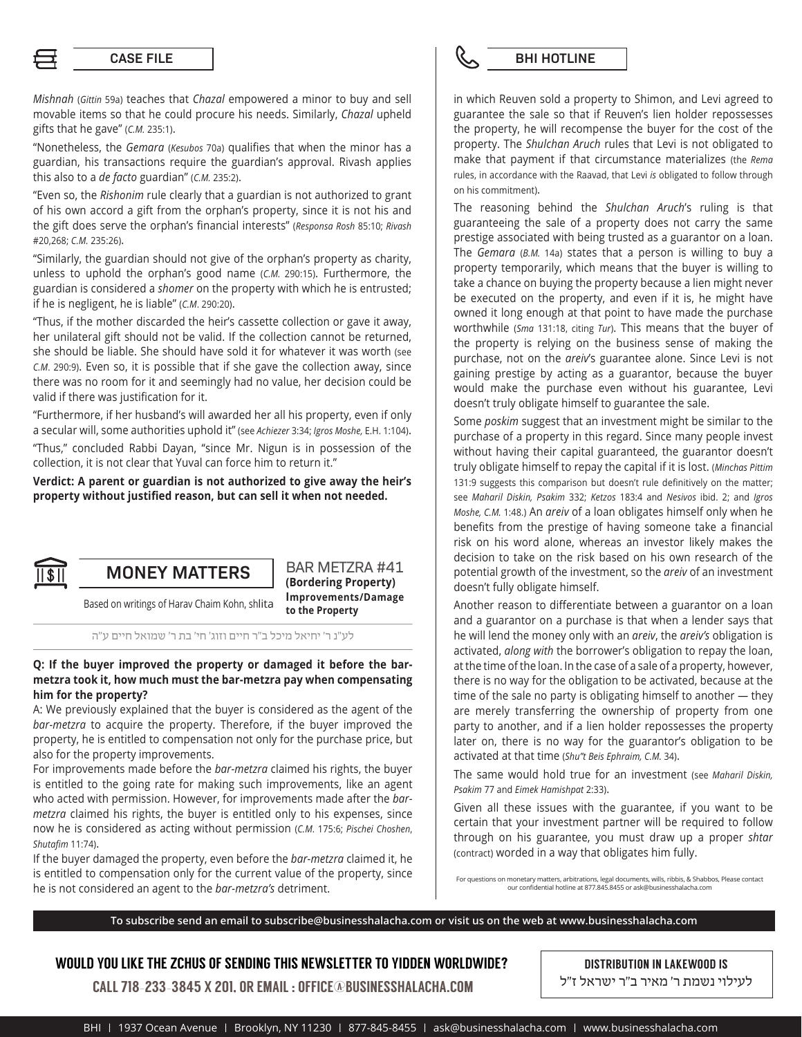## CASE FILE

*Mishnah* (*Gittin* 59a) teaches that *Chazal* empowered a minor to buy and sell movable items so that he could procure his needs. Similarly, *Chazal* upheld gifts that he gave" (*C.M.* 235:1).

"Nonetheless, the *Gemara* (*Kesubos* 70a) qualifies that when the minor has a guardian, his transactions require the guardian's approval. Rivash applies this also to a *de facto* guardian" (*C.M.* 235:2).

"Even so, the *Rishonim* rule clearly that a guardian is not authorized to grant of his own accord a gift from the orphan's property, since it is not his and the gift does serve the orphan's financial interests" (*Responsa Rosh* 85:10; *Rivash* #20,268; *C.M.* 235:26).

"Similarly, the guardian should not give of the orphan's property as charity, unless to uphold the orphan's good name (*C.M.* 290:15). Furthermore, the guardian is considered a *shomer* on the property with which he is entrusted; if he is negligent, he is liable" (*C.M.* 290:20).

"Thus, if the mother discarded the heir's cassette collection or gave it away, her unilateral gift should not be valid. If the collection cannot be returned, she should be liable. She should have sold it for whatever it was worth (see *C.M*. 290:9). Even so, it is possible that if she gave the collection away, since there was no room for it and seemingly had no value, her decision could be valid if there was justification for it.

"Furthermore, if her husband's will awarded her all his property, even if only a secular will, some authorities uphold it" (see *Achiezer* 3:34; *Igros Moshe,* E.H. 1:104).

"Thus," concluded Rabbi Dayan, "since Mr. Nigun is in possession of the collection, it is not clear that Yuval can force him to return it."

**Verdict: A parent or guardian is not authorized to give away the heir's property without justified reason, but can sell it when not needed.**

## MONEY MATTERS

Based on writings of Harav Chaim Kohn, shlita

BAR METZRA #41
**(Bordering Property)**
**Improvements/Damage to the Property**

לע"נ ר' יחיאל מיכל ב"ר חיים וזוג' חי' בת ר' שמואל חיים ע"ה

**Q: If the buyer improved the property or damaged it before the bar-metzra took it, how much must the bar-metzra pay when compensating him for the property?**

A: We previously explained that the buyer is considered as the agent of the *bar-metzra* to acquire the property. Therefore, if the buyer improved the property, he is entitled to compensation not only for the purchase price, but also for the property improvements.

For improvements made before the *bar-metzra* claimed his rights, the buyer is entitled to the going rate for making such improvements, like an agent who acted with permission. However, for improvements made after the *bar-metzra* claimed his rights, the buyer is entitled only to his expenses, since now he is considered as acting without permission (*C.M.* 175:6; *Pischei Choshen*, *Shutafim* 11:74).

If the buyer damaged the property, even before the *bar-metzra* claimed it, he is entitled to compensation only for the current value of the property, since he is not considered an agent to the *bar-metzra's* detriment.

## BHI HOTLINE

in which Reuven sold a property to Shimon, and Levi agreed to guarantee the sale so that if Reuven's lien holder repossesses the property, he will recompense the buyer for the cost of the property. The *Shulchan Aruch* rules that Levi is not obligated to make that payment if that circumstance materializes (the *Rema* rules, in accordance with the Raavad, that Levi *is* obligated to follow through on his commitment).

The reasoning behind the *Shulchan Aruch*'s ruling is that guaranteeing the sale of a property does not carry the same prestige associated with being trusted as a guarantor on a loan. The *Gemara* (*B.M.* 14a) states that a person is willing to buy a property temporarily, which means that the buyer is willing to take a chance on buying the property because a lien might never be executed on the property, and even if it is, he might have owned it long enough at that point to have made the purchase worthwhile (*Sma* 131:18, citing *Tur*). This means that the buyer of the property is relying on the business sense of making the purchase, not on the *areiv*'s guarantee alone. Since Levi is not gaining prestige by acting as a guarantor, because the buyer would make the purchase even without his guarantee, Levi doesn't truly obligate himself to guarantee the sale.

Some *poskim* suggest that an investment might be similar to the purchase of a property in this regard. Since many people invest without having their capital guaranteed, the guarantor doesn't truly obligate himself to repay the capital if it is lost. (*Minchas Pittim* 131:9 suggests this comparison but doesn't rule definitively on the matter; see *Maharil Diskin, Psakim* 332; *Ketzos* 183:4 and *Nesivos* ibid. 2; and *Igros Moshe, C.M.* 1:48.) An *areiv* of a loan obligates himself only when he benefits from the prestige of having someone take a financial risk on his word alone, whereas an investor likely makes the decision to take on the risk based on his own research of the potential growth of the investment, so the *areiv* of an investment doesn't fully obligate himself.

Another reason to differentiate between a guarantor on a loan and a guarantor on a purchase is that when a lender says that he will lend the money only with an *areiv*, the *areiv's* obligation is activated, *along with* the borrower's obligation to repay the loan, at the time of the loan. In the case of a sale of a property, however, there is no way for the obligation to be activated, because at the time of the sale no party is obligating himself to another — they are merely transferring the ownership of property from one party to another, and if a lien holder repossesses the property later on, there is no way for the guarantor's obligation to be activated at that time (*Shu"t Beis Ephraim, C.M.* 34).

The same would hold true for an investment (see *Maharil Diskin, Psakim* 77 and *Eimek Hamishpat* 2:33).

Given all these issues with the guarantee, if you want to be certain that your investment partner will be required to follow through on his guarantee, you must draw up a proper *shtar* (contract) worded in a way that obligates him fully.

For questions on monetary matters, arbitrations, legal documents, wills, ribbis, & Shabbos, Please contact our confidential hotline at 877.845.8455 or ask@businesshalacha.com

**To subscribe send an email to subscribe@businesshalacha.com or visit us on the web at www.businesshalacha.com**

**WOULD YOU LIKE THE ZCHUS OF SENDING THIS NEWSLETTER TO YIDDEN WORLDWIDE?**
**CALL 718-233-3845 X 201, OR EMAIL : OFFICE@BUSINESSHALACHA.COM**

**DISTRIBUTION IN LAKEWOOD IS**
לעילוי נשמת ר' מאיר ב"ר ישראל ז"ל

BHI | 1937 Ocean Avenue | Brooklyn, NY 11230 | 877-845-8455 | ask@businesshalacha.com | www.businesshalacha.com